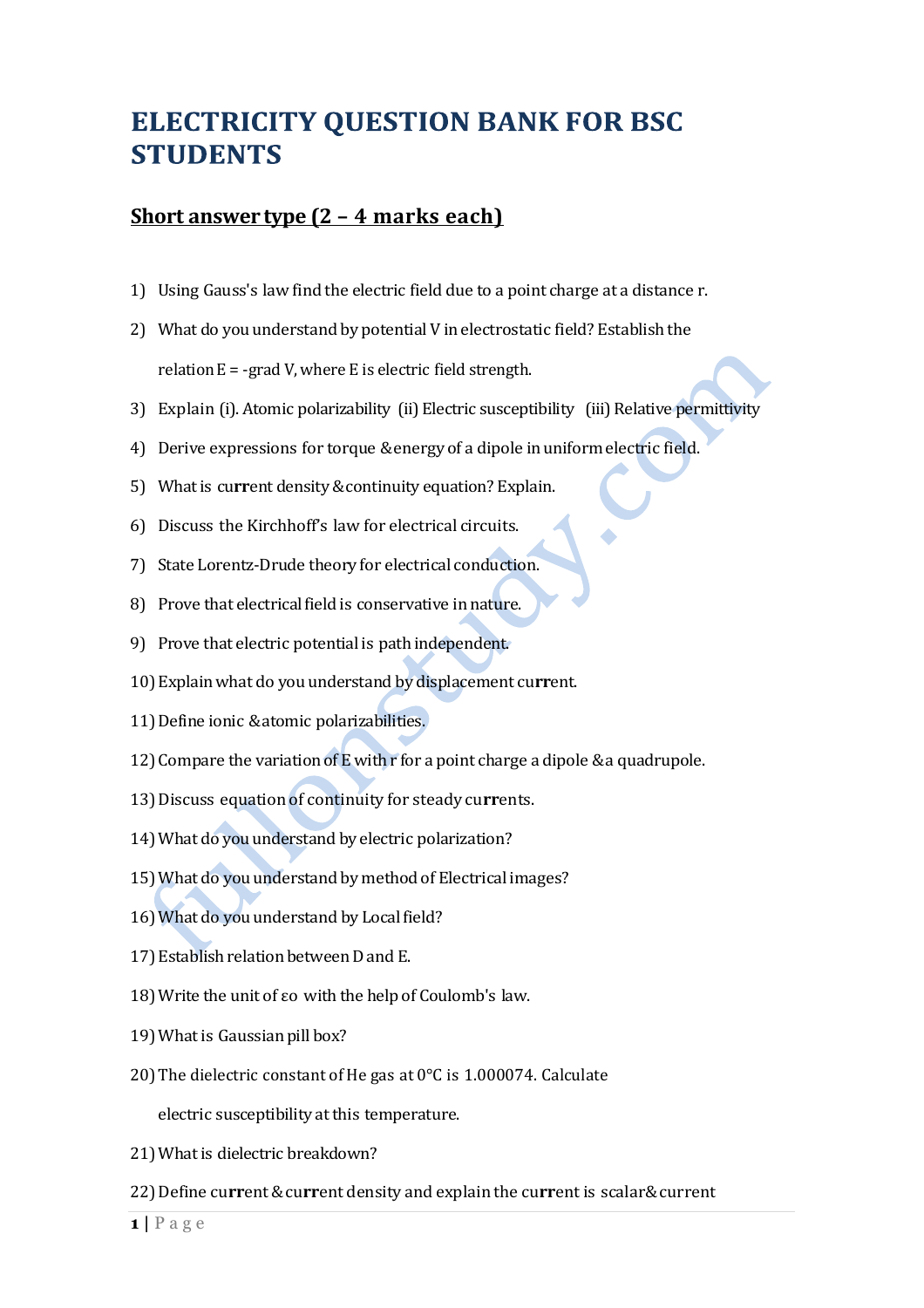# ELECTRICITY QUESTION BANK FOR BSC STUDENTS

## Short answer type (2 – 4 marks each)

1) Using Gauss's law find the electric field due to a point charge at a distance r.
2) What do you understand by potential V in electrostatic field? Establish the relation E = -grad V, where E is electric field strength.
3) Explain (i). Atomic polarizability (ii) Electric susceptibility (iii) Relative permittivity
4) Derive expressions for torque &energy of a dipole in uniform electric field.
5) What is current density &continuity equation? Explain.
6) Discuss the Kirchhoff's law for electrical circuits.
7) State Lorentz-Drude theory for electrical conduction.
8) Prove that electrical field is conservative in nature.
9) Prove that electric potential is path independent.
10) Explain what do you understand by displacement current.
11) Define ionic &atomic polarizabilities.
12) Compare the variation of E with r for a point charge a dipole &a quadrupole.
13) Discuss equation of continuity for steady currents.
14) What do you understand by electric polarization?
15) What do you understand by method of Electrical images?
16) What do you understand by Local field?
17) Establish relation between D and E.
18) Write the unit of $\varepsilon_o$ with the help of Coulomb's law.
19) What is Gaussian pill box?
20) The dielectric constant of He gas at 0°C is 1.000074. Calculate electric susceptibility at this temperature.
21) What is dielectric breakdown?
22) Define current & current density and explain the current is scalar& current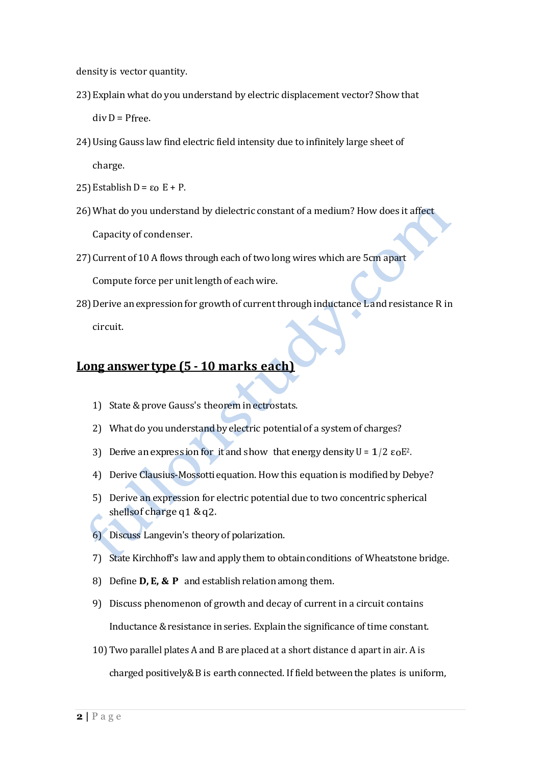density is vector quantity.

23) Explain what do you understand by electric displacement vector? Show that div D = Pfree.

24) Using Gauss law find electric field intensity due to infinitely large sheet of charge.

25) Establish D = $\varepsilon_0$ E + P.

26) What do you understand by dielectric constant of a medium? How does it affect Capacity of condenser.

27) Current of 10 A flows through each of two long wires which are 5cm apart Compute force per unit length of each wire.

28) Derive an expression for growth of current through inductance L and resistance R in circuit.

## Long answer type (5 - 10 marks each)

1) State & prove Gauss's theorem in ectrostats.
2) What do you understand by electric potential of a system of charges?
3) Derive an expression for it and show that energy density U = 1/2 $\varepsilon_0 E^2$.
4) Derive Clausius-Mossotti equation. How this equation is modified by Debye?
5) Derive an expression for electric potential due to two concentric spherical shellsof charge q1 & q2.
6) Discuss Langevin's theory of polarization.
7) State Kirchhoff's law and apply them to obtain conditions of Wheatstone bridge.
8) Define **D, E, & P** and establish relation among them.
9) Discuss phenomenon of growth and decay of current in a circuit contains Inductance & resistance in series. Explain the significance of time constant.
10) Two parallel plates A and B are placed at a short distance d apart in air. A is charged positively& B is earth connected. If field between the plates is uniform,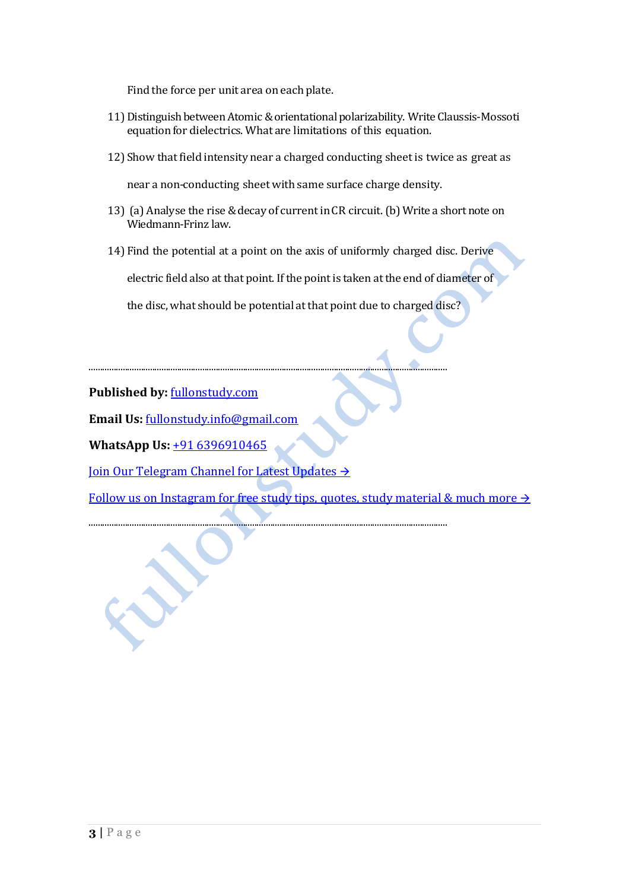Find the force per unit area on each plate.

11) Distinguish between Atomic & orientational polarizability. Write Claussis-Mossoti equation for dielectrics. What are limitations of this equation.

12) Show that field intensity near a charged conducting sheet is twice as great as near a non-conducting sheet with same surface charge density.

13) (a) Analyse the rise & decay of current in CR circuit. (b) Write a short note on Wiedmann-Frinz law.

14) Find the potential at a point on the axis of uniformly charged disc. Derive electric field also at that point. If the point is taken at the end of diameter of the disc, what should be potential at that point due to charged disc?

---

**Published by:** [fullonstudy.com](fullonstudy.com)

**Email Us:** [fullonstudy.info@gmail.com](mailto:fullonstudy.info@gmail.com)

**WhatsApp Us:** [+91 6396910465](+91 6396910465)

[Join Our Telegram Channel for Latest Updates →]()

[Follow us on Instagram for free study tips, quotes, study material & much more →]()

---